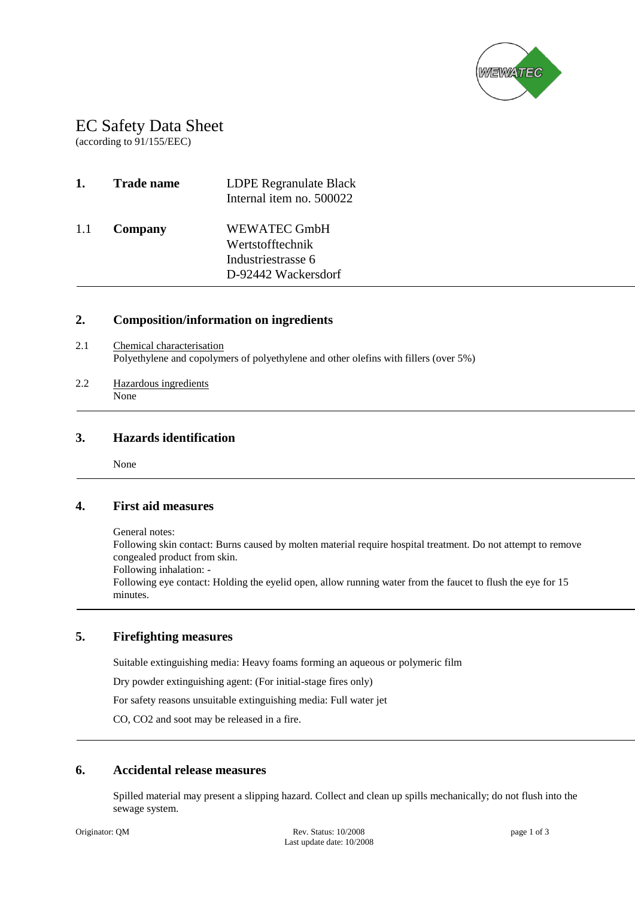# EC Safety Data Sheet

(according to 91/155/EEC)

## 1. Trade name

LDPE Regranulate Black
Internal item no. 500022

### 1.1 Company

WEWATEC GmbH
Wertstofftechnik
Industriestrasse 6
D-92442 Wackersdorf

## 2. Composition/information on ingredients

2.1 Chemical characterisation

Polyethylene and copolymers of polyethylene and other olefins with fillers (over 5%)

2.2 Hazardous ingredients

None

## 3. Hazards identification

None

## 4. First aid measures

General notes:
Following skin contact: Burns caused by molten material require hospital treatment. Do not attempt to remove congealed product from skin.
Following inhalation: -
Following eye contact: Holding the eyelid open, allow running water from the faucet to flush the eye for 15 minutes.

## 5. Firefighting measures

Suitable extinguishing media: Heavy foams forming an aqueous or polymeric film

Dry powder extinguishing agent: (For initial-stage fires only)

For safety reasons unsuitable extinguishing media: Full water jet

CO, $CO_2$ and soot may be released in a fire.

## 6. Accidental release measures

Spilled material may present a slipping hazard. Collect and clean up spills mechanically; do not flush into the sewage system.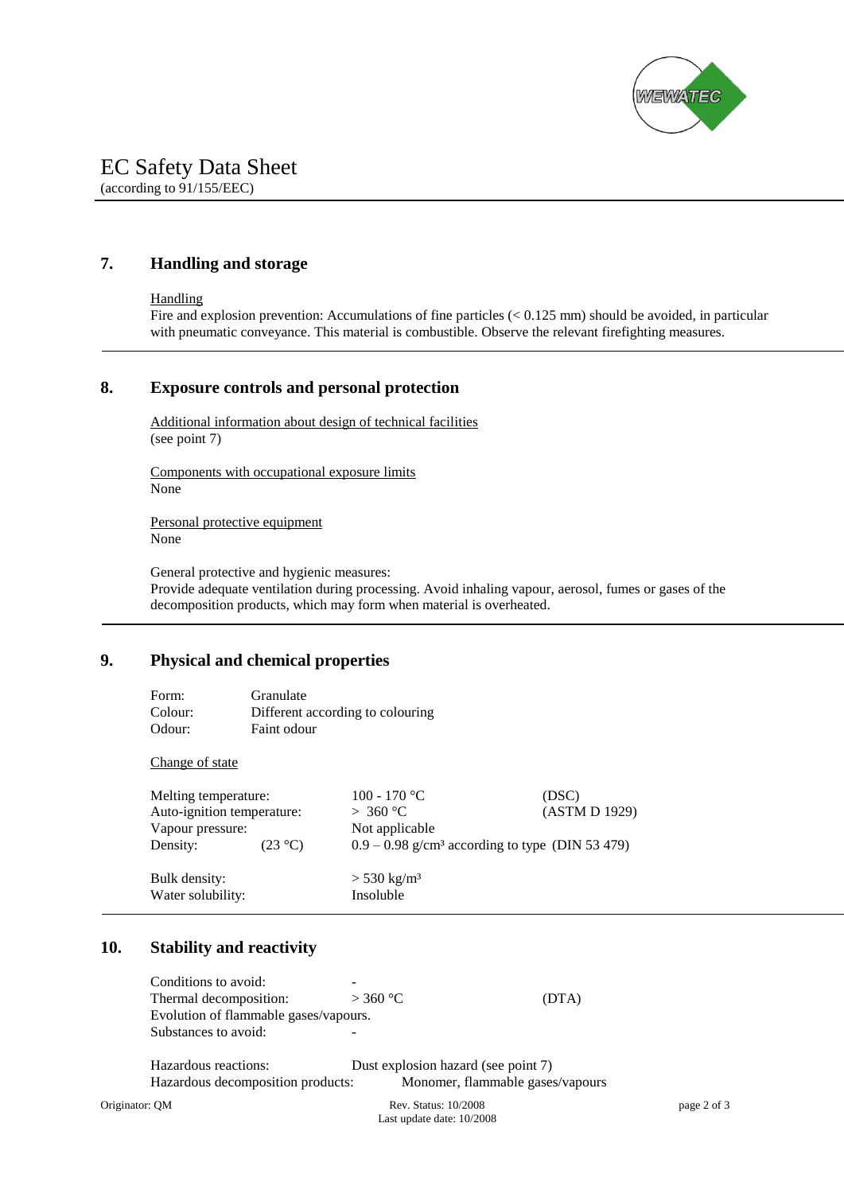# EC Safety Data Sheet
(according to 91/155/EEC)

## 7. Handling and storage

Handling

Fire and explosion prevention: Accumulations of fine particles (< 0.125 mm) should be avoided, in particular with pneumatic conveyance. This material is combustible. Observe the relevant firefighting measures.

## 8. Exposure controls and personal protection

Additional information about design of technical facilities
(see point 7)

Components with occupational exposure limits
None

Personal protective equipment
None

General protective and hygienic measures:
Provide adequate ventilation during processing. Avoid inhaling vapour, aerosol, fumes or gases of the decomposition products, which may form when material is overheated.

## 9. Physical and chemical properties

| | |
|---|---|
| Form: | Granulate |
| Colour: | Different according to colouring |
| Odour: | Faint odour |

Change of state

| | | |
|---|---|---|
| Melting temperature: | 100 - 170 °C | (DSC) |
| Auto-ignition temperature: | > 360 °C | (ASTM D 1929) |
| Vapour pressure: | Not applicable | |
| Density: (23 °C) | 0.9 – 0.98 g/cm³ according to type | (DIN 53 479) |
| Bulk density: | > 530 kg/m³ | |
| Water solubility: | Insoluble | |

## 10. Stability and reactivity

| | | |
|---|---|---|
| Conditions to avoid: | - | |
| Thermal decomposition: | > 360 °C | (DTA) |

Evolution of flammable gases/vapours.

| | |
|---|---|
| Substances to avoid: | - |
| Hazardous reactions: | Dust explosion hazard (see point 7) |
| Hazardous decomposition products: | Monomer, flammable gases/vapours |

Originator: QM — Rev. Status: 10/2008 — Last update date: 10/2008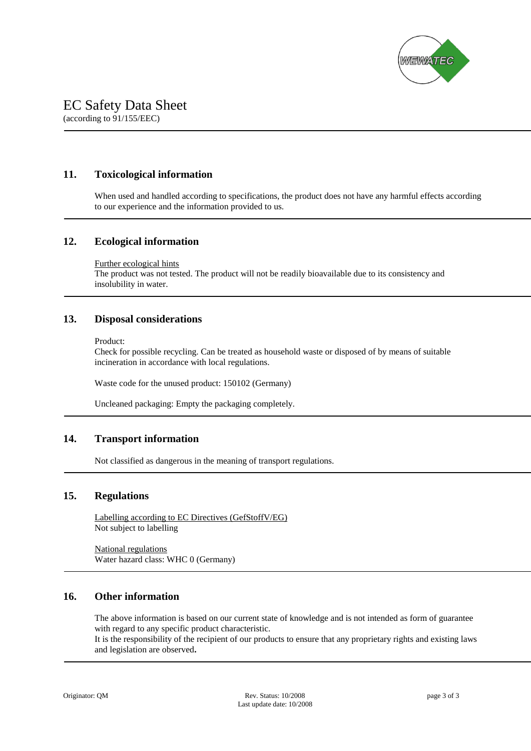# EC Safety Data Sheet

(according to 91/155/EEC)

## 11. Toxicological information

When used and handled according to specifications, the product does not have any harmful effects according to our experience and the information provided to us.

## 12. Ecological information

Further ecological hints

The product was not tested. The product will not be readily bioavailable due to its consistency and insolubility in water.

## 13. Disposal considerations

Product:

Check for possible recycling. Can be treated as household waste or disposed of by means of suitable incineration in accordance with local regulations.

Waste code for the unused product: 150102 (Germany)

Uncleaned packaging: Empty the packaging completely.

## 14. Transport information

Not classified as dangerous in the meaning of transport regulations.

## 15. Regulations

Labelling according to EC Directives (GefStoffV/EG)

Not subject to labelling

National regulations

Water hazard class: WHC 0 (Germany)

## 16. Other information

The above information is based on our current state of knowledge and is not intended as form of guarantee with regard to any specific product characteristic.

It is the responsibility of the recipient of our products to ensure that any proprietary rights and existing laws and legislation are observed.

Originator: QM

Rev. Status: 10/2008

Last update date: 10/2008